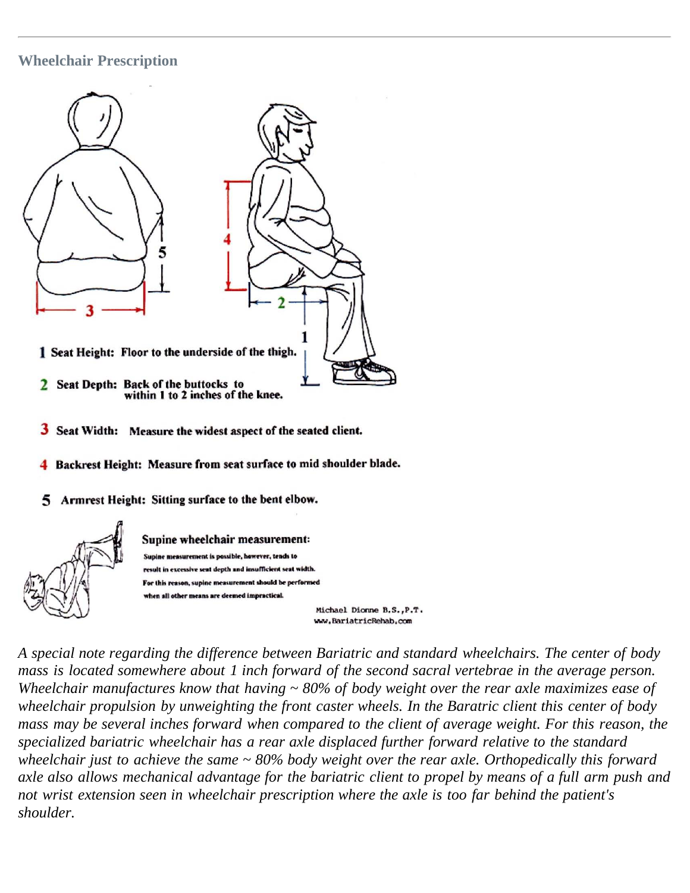### Wheelchair Prescription

1 **Seat Height:** Floor to the underside of the thigh.

2 **Seat Depth:** Back of the buttocks to within 1 to 2 inches of the knee.

3 **Seat Width:** Measure the widest aspect of the seated client.

4 **Backrest Height:** Measure from seat surface to mid shoulder blade.

5 **Armrest Height:** Sitting surface to the bent elbow.

**Supine wheelchair measurement:**

Supine measurement is possible, however, tends to result in excessive seat depth and insufficient seat width. For this reason, supine measurement should be performed when all other means are deemed impractical.

Michael Dionne B.S.,P.T.
www.BariatricRehab.com

*A special note regarding the difference between Bariatric and standard wheelchairs. The center of body mass is located somewhere about 1 inch forward of the second sacral vertebrae in the average person. Wheelchair manufactures know that having ~ 80% of body weight over the rear axle maximizes ease of wheelchair propulsion by unweighting the front caster wheels. In the Baratric client this center of body mass may be several inches forward when compared to the client of average weight. For this reason, the specialized bariatric wheelchair has a rear axle displaced further forward relative to the standard wheelchair just to achieve the same ~ 80% body weight over the rear axle. Orthopedically this forward axle also allows mechanical advantage for the bariatric client to propel by means of a full arm push and not wrist extension seen in wheelchair prescription where the axle is too far behind the patient's shoulder.*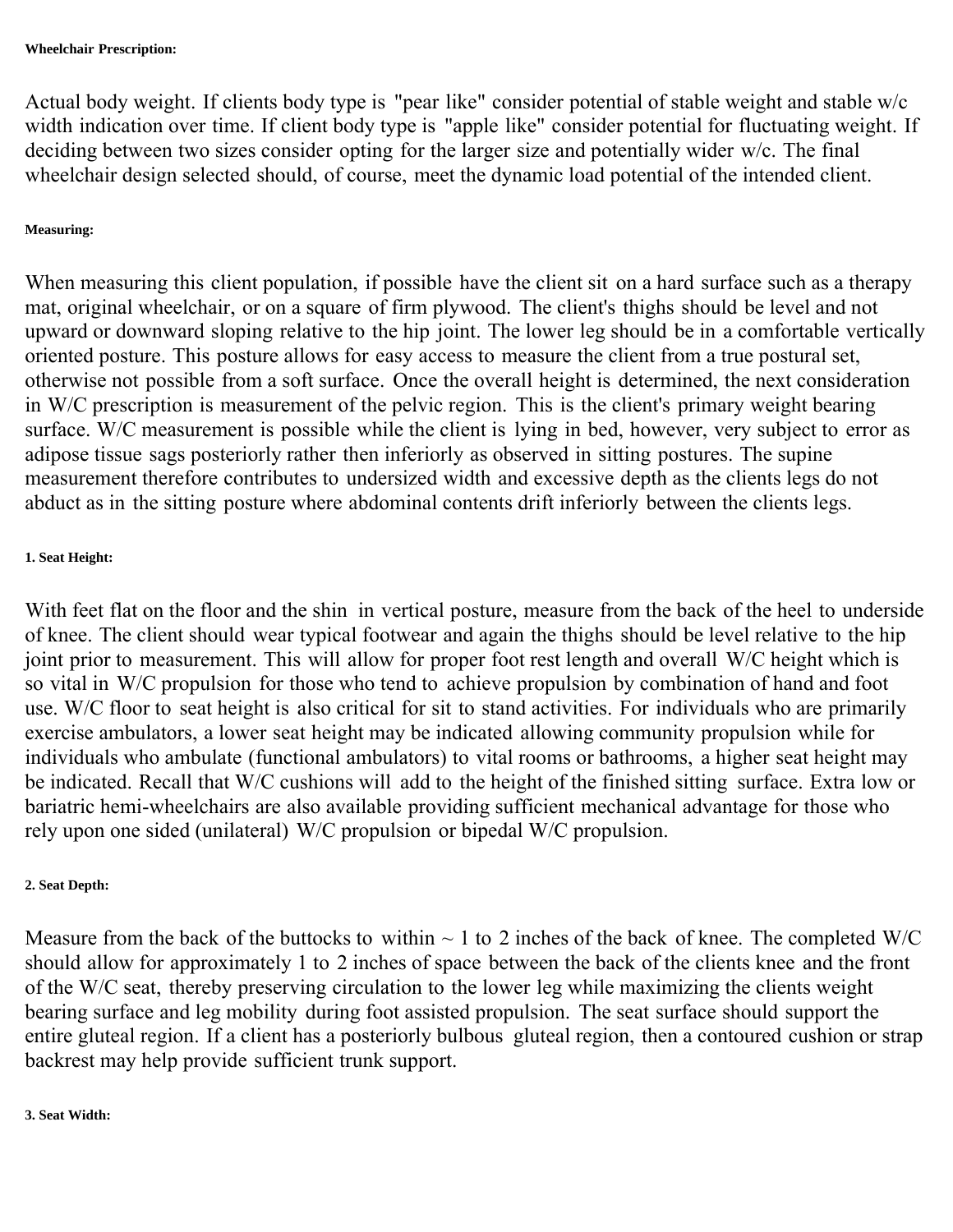#### Wheelchair Prescription:

Actual body weight. If clients body type is "pear like" consider potential of stable weight and stable w/c width indication over time. If client body type is "apple like" consider potential for fluctuating weight. If deciding between two sizes consider opting for the larger size and potentially wider w/c. The final wheelchair design selected should, of course, meet the dynamic load potential of the intended client.

#### Measuring:

When measuring this client population, if possible have the client sit on a hard surface such as a therapy mat, original wheelchair, or on a square of firm plywood. The client's thighs should be level and not upward or downward sloping relative to the hip joint. The lower leg should be in a comfortable vertically oriented posture. This posture allows for easy access to measure the client from a true postural set, otherwise not possible from a soft surface. Once the overall height is determined, the next consideration in W/C prescription is measurement of the pelvic region. This is the client's primary weight bearing surface. W/C measurement is possible while the client is lying in bed, however, very subject to error as adipose tissue sags posteriorly rather then inferiorly as observed in sitting postures. The supine measurement therefore contributes to undersized width and excessive depth as the clients legs do not abduct as in the sitting posture where abdominal contents drift inferiorly between the clients legs.

#### 1. Seat Height:

With feet flat on the floor and the shin in vertical posture, measure from the back of the heel to underside of knee. The client should wear typical footwear and again the thighs should be level relative to the hip joint prior to measurement. This will allow for proper foot rest length and overall W/C height which is so vital in W/C propulsion for those who tend to achieve propulsion by combination of hand and foot use. W/C floor to seat height is also critical for sit to stand activities. For individuals who are primarily exercise ambulators, a lower seat height may be indicated allowing community propulsion while for individuals who ambulate (functional ambulators) to vital rooms or bathrooms, a higher seat height may be indicated. Recall that W/C cushions will add to the height of the finished sitting surface. Extra low or bariatric hemi-wheelchairs are also available providing sufficient mechanical advantage for those who rely upon one sided (unilateral) W/C propulsion or bipedal W/C propulsion.

#### 2. Seat Depth:

Measure from the back of the buttocks to within ~ 1 to 2 inches of the back of knee. The completed W/C should allow for approximately 1 to 2 inches of space between the back of the clients knee and the front of the W/C seat, thereby preserving circulation to the lower leg while maximizing the clients weight bearing surface and leg mobility during foot assisted propulsion. The seat surface should support the entire gluteal region. If a client has a posteriorly bulbous gluteal region, then a contoured cushion or strap backrest may help provide sufficient trunk support.

#### 3. Seat Width: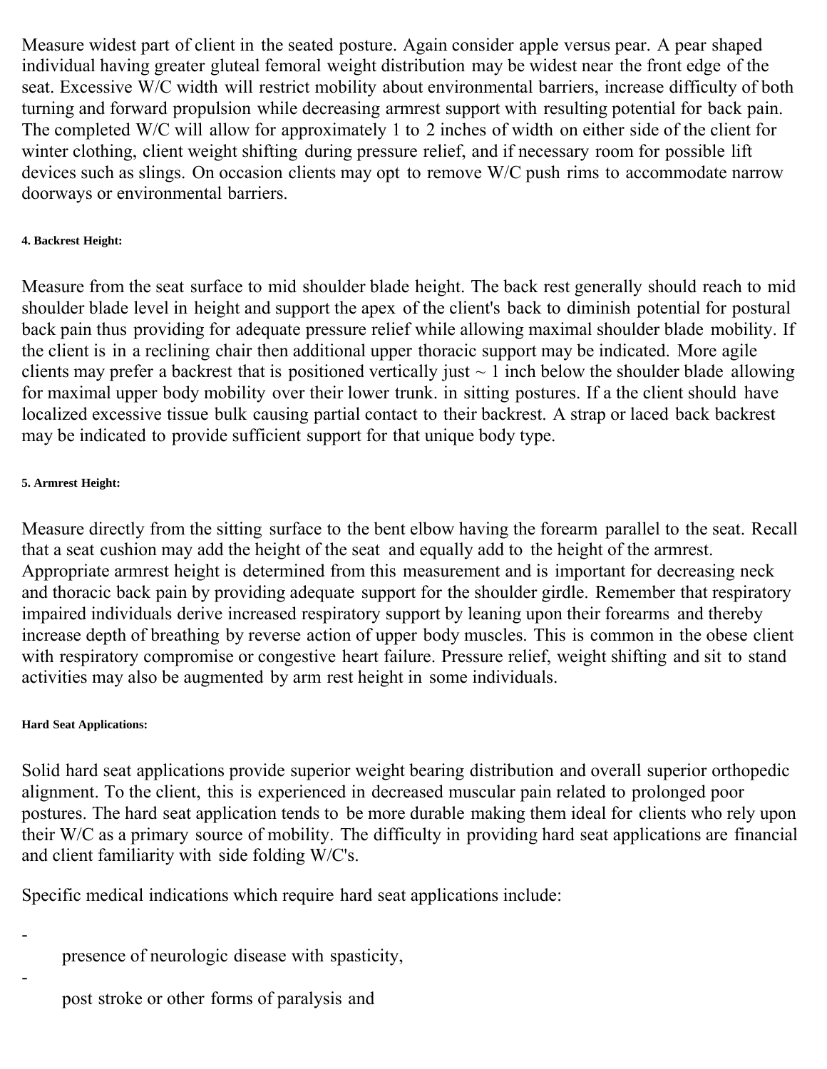Measure widest part of client in the seated posture. Again consider apple versus pear. A pear shaped individual having greater gluteal femoral weight distribution may be widest near the front edge of the seat. Excessive W/C width will restrict mobility about environmental barriers, increase difficulty of both turning and forward propulsion while decreasing armrest support with resulting potential for back pain. The completed W/C will allow for approximately 1 to 2 inches of width on either side of the client for winter clothing, client weight shifting during pressure relief, and if necessary room for possible lift devices such as slings. On occasion clients may opt to remove W/C push rims to accommodate narrow doorways or environmental barriers.

##### 4. Backrest Height:

Measure from the seat surface to mid shoulder blade height. The back rest generally should reach to mid shoulder blade level in height and support the apex of the client's back to diminish potential for postural back pain thus providing for adequate pressure relief while allowing maximal shoulder blade mobility. If the client is in a reclining chair then additional upper thoracic support may be indicated. More agile clients may prefer a backrest that is positioned vertically just ~ 1 inch below the shoulder blade allowing for maximal upper body mobility over their lower trunk. in sitting postures. If a the client should have localized excessive tissue bulk causing partial contact to their backrest. A strap or laced back backrest may be indicated to provide sufficient support for that unique body type.

##### 5. Armrest Height:

Measure directly from the sitting surface to the bent elbow having the forearm parallel to the seat. Recall that a seat cushion may add the height of the seat and equally add to the height of the armrest. Appropriate armrest height is determined from this measurement and is important for decreasing neck and thoracic back pain by providing adequate support for the shoulder girdle. Remember that respiratory impaired individuals derive increased respiratory support by leaning upon their forearms and thereby increase depth of breathing by reverse action of upper body muscles. This is common in the obese client with respiratory compromise or congestive heart failure. Pressure relief, weight shifting and sit to stand activities may also be augmented by arm rest height in some individuals.

##### Hard Seat Applications:

Solid hard seat applications provide superior weight bearing distribution and overall superior orthopedic alignment. To the client, this is experienced in decreased muscular pain related to prolonged poor postures. The hard seat application tends to be more durable making them ideal for clients who rely upon their W/C as a primary source of mobility. The difficulty in providing hard seat applications are financial and client familiarity with side folding W/C's.

Specific medical indications which require hard seat applications include:

- presence of neurologic disease with spasticity,
- post stroke or other forms of paralysis and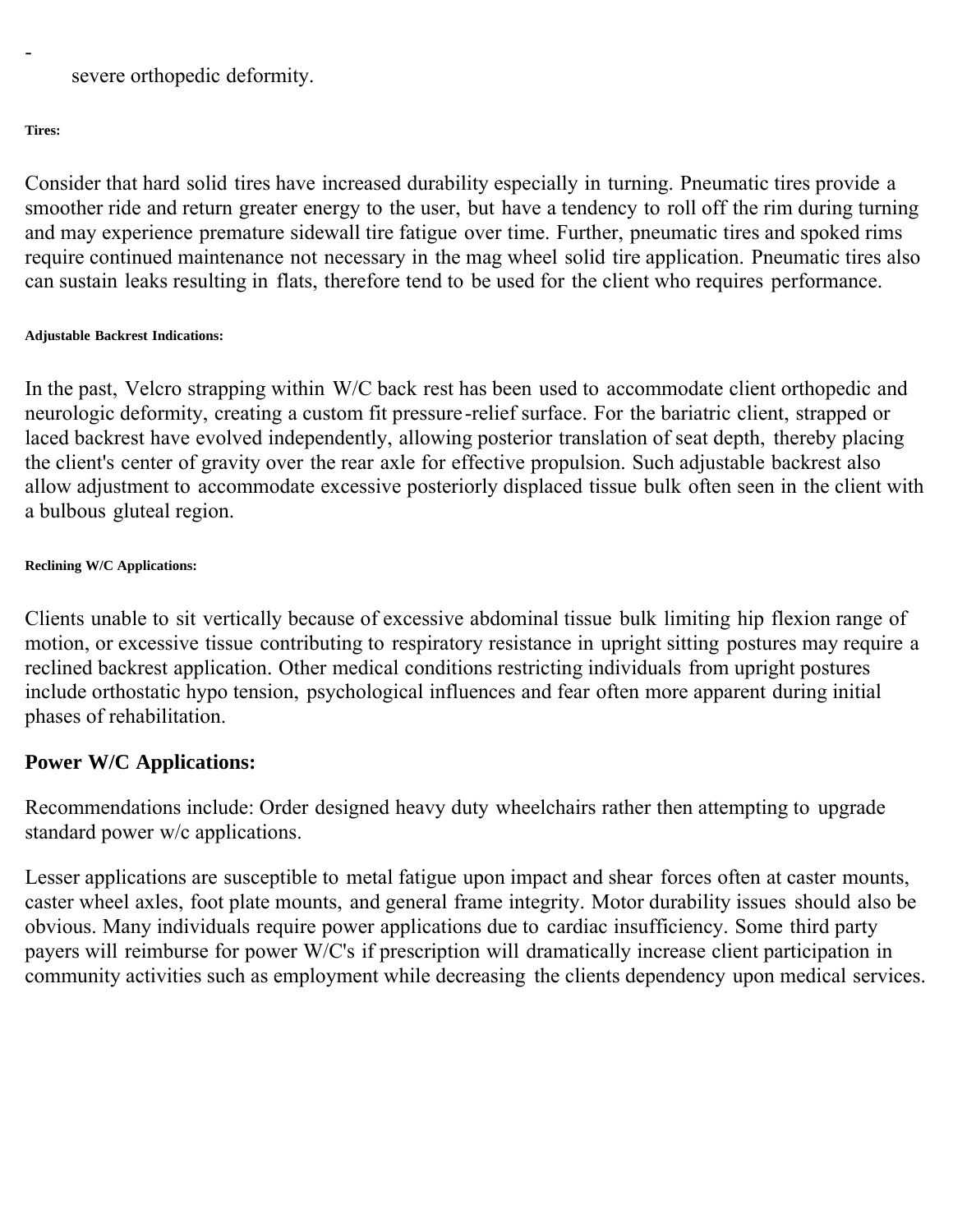- severe orthopedic deformity.

**Tires:**

Consider that hard solid tires have increased durability especially in turning. Pneumatic tires provide a smoother ride and return greater energy to the user, but have a tendency to roll off the rim during turning and may experience premature sidewall tire fatigue over time. Further, pneumatic tires and spoked rims require continued maintenance not necessary in the mag wheel solid tire application. Pneumatic tires also can sustain leaks resulting in flats, therefore tend to be used for the client who requires performance.

**Adjustable Backrest Indications:**

In the past, Velcro strapping within W/C back rest has been used to accommodate client orthopedic and neurologic deformity, creating a custom fit pressure-relief surface. For the bariatric client, strapped or laced backrest have evolved independently, allowing posterior translation of seat depth, thereby placing the client's center of gravity over the rear axle for effective propulsion. Such adjustable backrest also allow adjustment to accommodate excessive posteriorly displaced tissue bulk often seen in the client with a bulbous gluteal region.

**Reclining W/C Applications:**

Clients unable to sit vertically because of excessive abdominal tissue bulk limiting hip flexion range of motion, or excessive tissue contributing to respiratory resistance in upright sitting postures may require a reclined backrest application. Other medical conditions restricting individuals from upright postures include orthostatic hypo tension, psychological influences and fear often more apparent during initial phases of rehabilitation.

## Power W/C Applications:

Recommendations include: Order designed heavy duty wheelchairs rather then attempting to upgrade standard power w/c applications.

Lesser applications are susceptible to metal fatigue upon impact and shear forces often at caster mounts, caster wheel axles, foot plate mounts, and general frame integrity. Motor durability issues should also be obvious. Many individuals require power applications due to cardiac insufficiency. Some third party payers will reimburse for power W/C's if prescription will dramatically increase client participation in community activities such as employment while decreasing the clients dependency upon medical services.